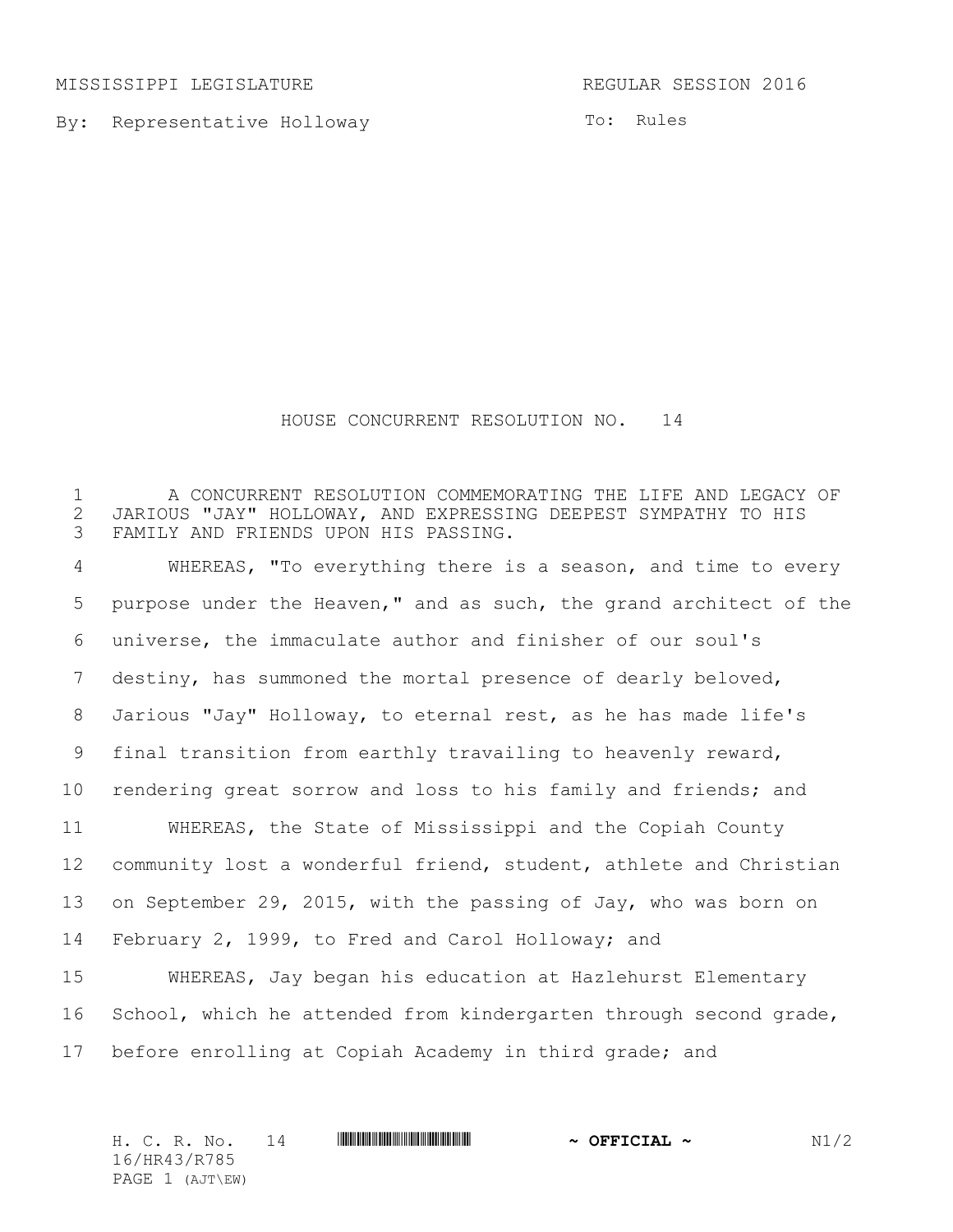MISSISSIPPI LEGISLATURE REGULAR SESSION 2016

By: Representative Holloway

To: Rules

# HOUSE CONCURRENT RESOLUTION NO. 14

A CONCURRENT RESOLUTION COMMEMORATING THE LIFE AND LEGACY OF JARIOUS "JAY" HOLLOWAY, AND EXPRESSING DEEPEST SYMPATHY TO HIS FAMILY AND FRIENDS UPON HIS PASSING.

WHEREAS, "To everything there is a season, and time to every purpose under the Heaven," and as such, the grand architect of the universe, the immaculate author and finisher of our soul's destiny, has summoned the mortal presence of dearly beloved, Jarious "Jay" Holloway, to eternal rest, as he has made life's final transition from earthly travailing to heavenly reward, rendering great sorrow and loss to his family and friends; and

WHEREAS, the State of Mississippi and the Copiah County community lost a wonderful friend, student, athlete and Christian on September 29, 2015, with the passing of Jay, who was born on February 2, 1999, to Fred and Carol Holloway; and

WHEREAS, Jay began his education at Hazlehurst Elementary School, which he attended from kindergarten through second grade, before enrolling at Copiah Academy in third grade; and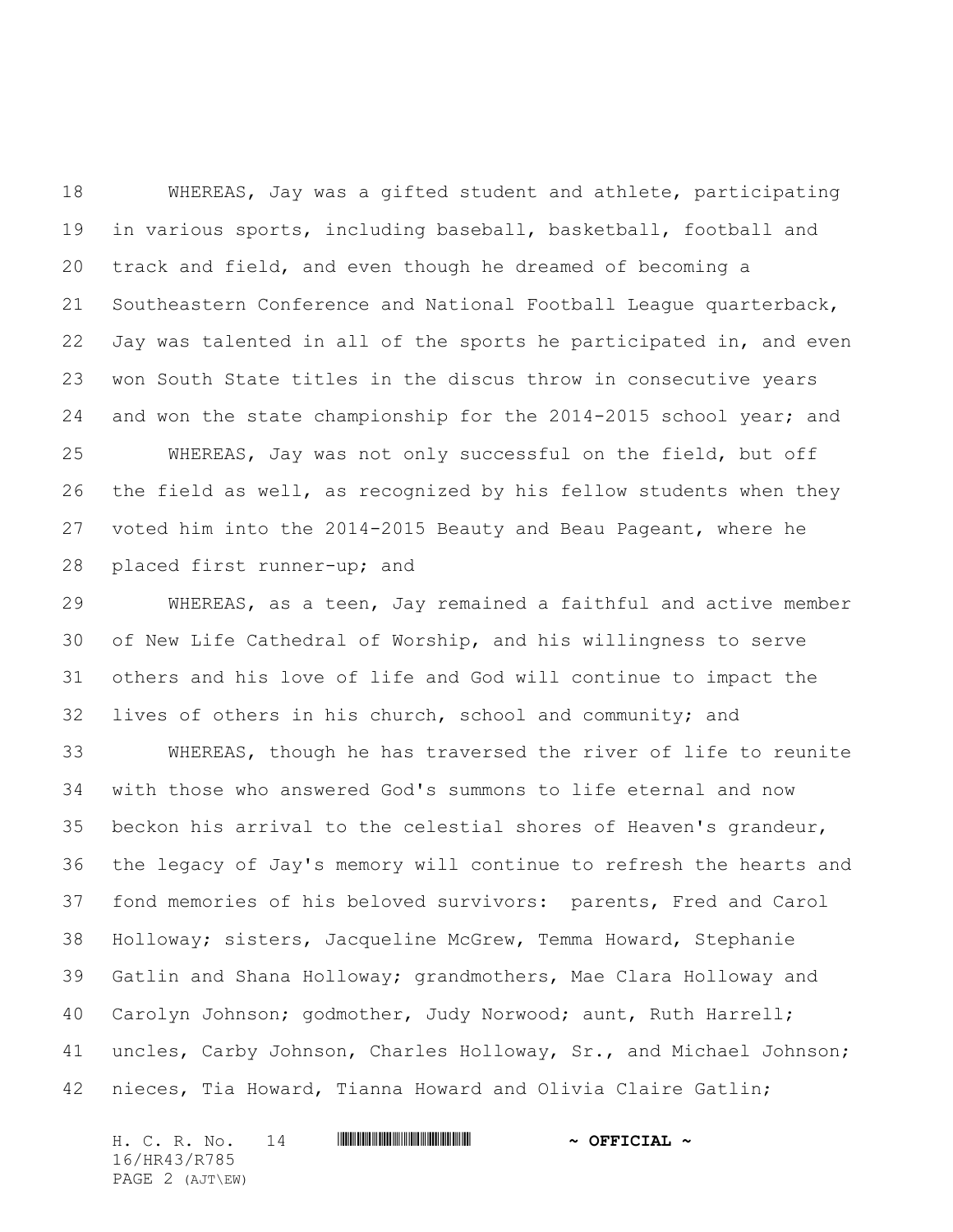WHEREAS, Jay was a gifted student and athlete, participating in various sports, including baseball, basketball, football and track and field, and even though he dreamed of becoming a Southeastern Conference and National Football League quarterback, Jay was talented in all of the sports he participated in, and even won South State titles in the discus throw in consecutive years and won the state championship for the 2014-2015 school year; and

WHEREAS, Jay was not only successful on the field, but off the field as well, as recognized by his fellow students when they voted him into the 2014-2015 Beauty and Beau Pageant, where he placed first runner-up; and

WHEREAS, as a teen, Jay remained a faithful and active member of New Life Cathedral of Worship, and his willingness to serve others and his love of life and God will continue to impact the lives of others in his church, school and community; and

WHEREAS, though he has traversed the river of life to reunite with those who answered God's summons to life eternal and now beckon his arrival to the celestial shores of Heaven's grandeur, the legacy of Jay's memory will continue to refresh the hearts and fond memories of his beloved survivors: parents, Fred and Carol Holloway; sisters, Jacqueline McGrew, Temma Howard, Stephanie Gatlin and Shana Holloway; grandmothers, Mae Clara Holloway and Carolyn Johnson; godmother, Judy Norwood; aunt, Ruth Harrell; uncles, Carby Johnson, Charles Holloway, Sr., and Michael Johnson; nieces, Tia Howard, Tianna Howard and Olivia Claire Gatlin;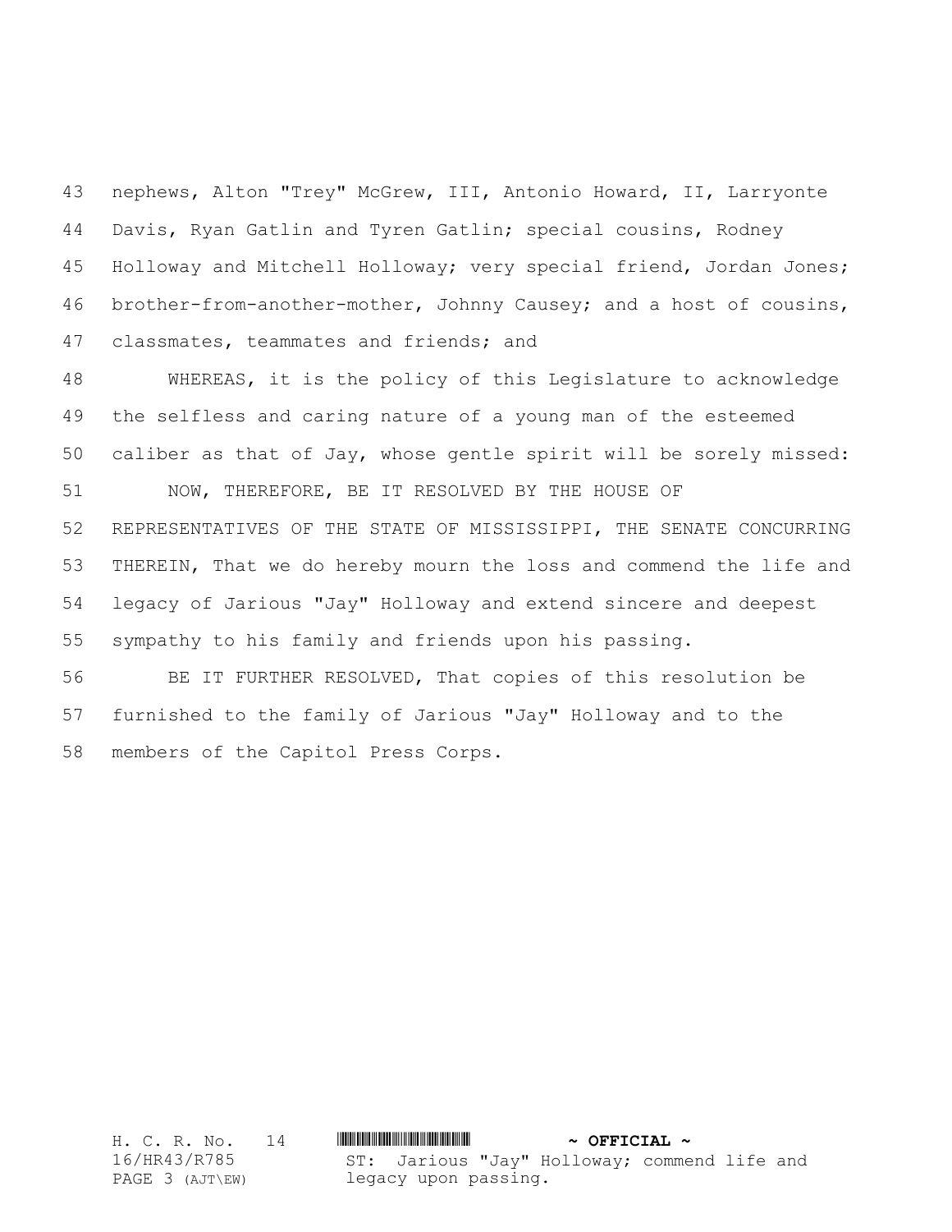nephews, Alton "Trey" McGrew, III, Antonio Howard, II, Larryonte Davis, Ryan Gatlin and Tyren Gatlin; special cousins, Rodney Holloway and Mitchell Holloway; very special friend, Jordan Jones; brother-from-another-mother, Johnny Causey; and a host of cousins, classmates, teammates and friends; and

WHEREAS, it is the policy of this Legislature to acknowledge the selfless and caring nature of a young man of the esteemed caliber as that of Jay, whose gentle spirit will be sorely missed:

NOW, THEREFORE, BE IT RESOLVED BY THE HOUSE OF REPRESENTATIVES OF THE STATE OF MISSISSIPPI, THE SENATE CONCURRING THEREIN, That we do hereby mourn the loss and commend the life and legacy of Jarious "Jay" Holloway and extend sincere and deepest sympathy to his family and friends upon his passing.

BE IT FURTHER RESOLVED, That copies of this resolution be furnished to the family of Jarious "Jay" Holloway and to the members of the Capitol Press Corps.